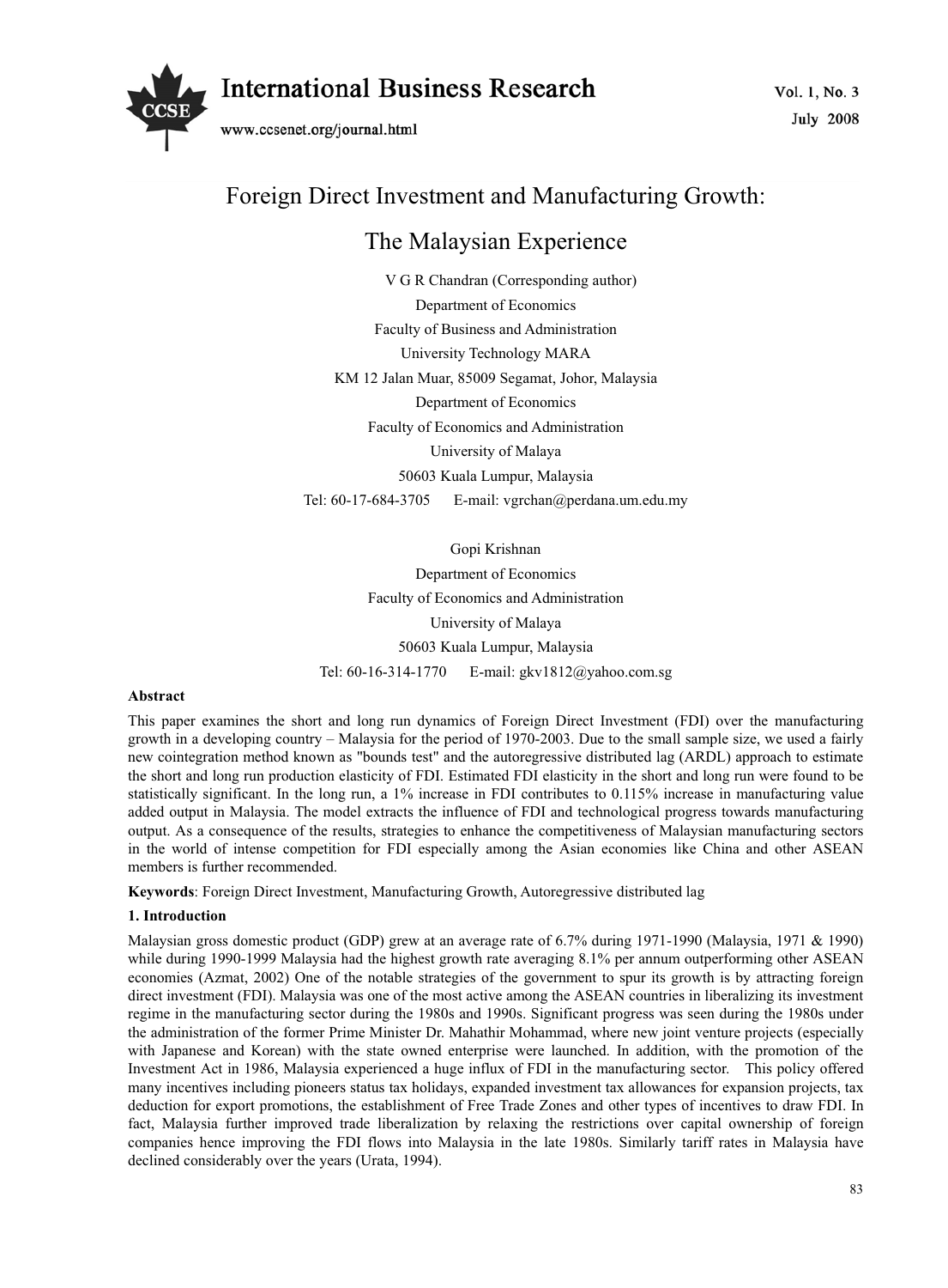# Foreign Direct Investment and Manufacturing Growth: The Malaysian Experience

V G R Chandran (Corresponding author)

Department of Economics

Faculty of Business and Administration

University Technology MARA

KM 12 Jalan Muar, 85009 Segamat, Johor, Malaysia

Department of Economics

Faculty of Economics and Administration

University of Malaya

50603 Kuala Lumpur, Malaysia

Tel: 60-17-684-3705 E-mail: vgrchan@perdana.um.edu.my

Gopi Krishnan

Department of Economics

Faculty of Economics and Administration

University of Malaya

50603 Kuala Lumpur, Malaysia

Tel: 60-16-314-1770 E-mail: gkv1812@yahoo.com.sg

**Abstract**

This paper examines the short and long run dynamics of Foreign Direct Investment (FDI) over the manufacturing growth in a developing country – Malaysia for the period of 1970-2003. Due to the small sample size, we used a fairly new cointegration method known as "bounds test" and the autoregressive distributed lag (ARDL) approach to estimate the short and long run production elasticity of FDI. Estimated FDI elasticity in the short and long run were found to be statistically significant. In the long run, a 1% increase in FDI contributes to 0.115% increase in manufacturing value added output in Malaysia. The model extracts the influence of FDI and technological progress towards manufacturing output. As a consequence of the results, strategies to enhance the competitiveness of Malaysian manufacturing sectors in the world of intense competition for FDI especially among the Asian economies like China and other ASEAN members is further recommended.

**Keywords**: Foreign Direct Investment, Manufacturing Growth, Autoregressive distributed lag

## 1. Introduction

Malaysian gross domestic product (GDP) grew at an average rate of 6.7% during 1971-1990 (Malaysia, 1971 & 1990) while during 1990-1999 Malaysia had the highest growth rate averaging 8.1% per annum outperforming other ASEAN economies (Azmat, 2002) One of the notable strategies of the government to spur its growth is by attracting foreign direct investment (FDI). Malaysia was one of the most active among the ASEAN countries in liberalizing its investment regime in the manufacturing sector during the 1980s and 1990s. Significant progress was seen during the 1980s under the administration of the former Prime Minister Dr. Mahathir Mohammad, where new joint venture projects (especially with Japanese and Korean) with the state owned enterprise were launched. In addition, with the promotion of the Investment Act in 1986, Malaysia experienced a huge influx of FDI in the manufacturing sector. This policy offered many incentives including pioneers status tax holidays, expanded investment tax allowances for expansion projects, tax deduction for export promotions, the establishment of Free Trade Zones and other types of incentives to draw FDI. In fact, Malaysia further improved trade liberalization by relaxing the restrictions over capital ownership of foreign companies hence improving the FDI flows into Malaysia in the late 1980s. Similarly tariff rates in Malaysia have declined considerably over the years (Urata, 1994).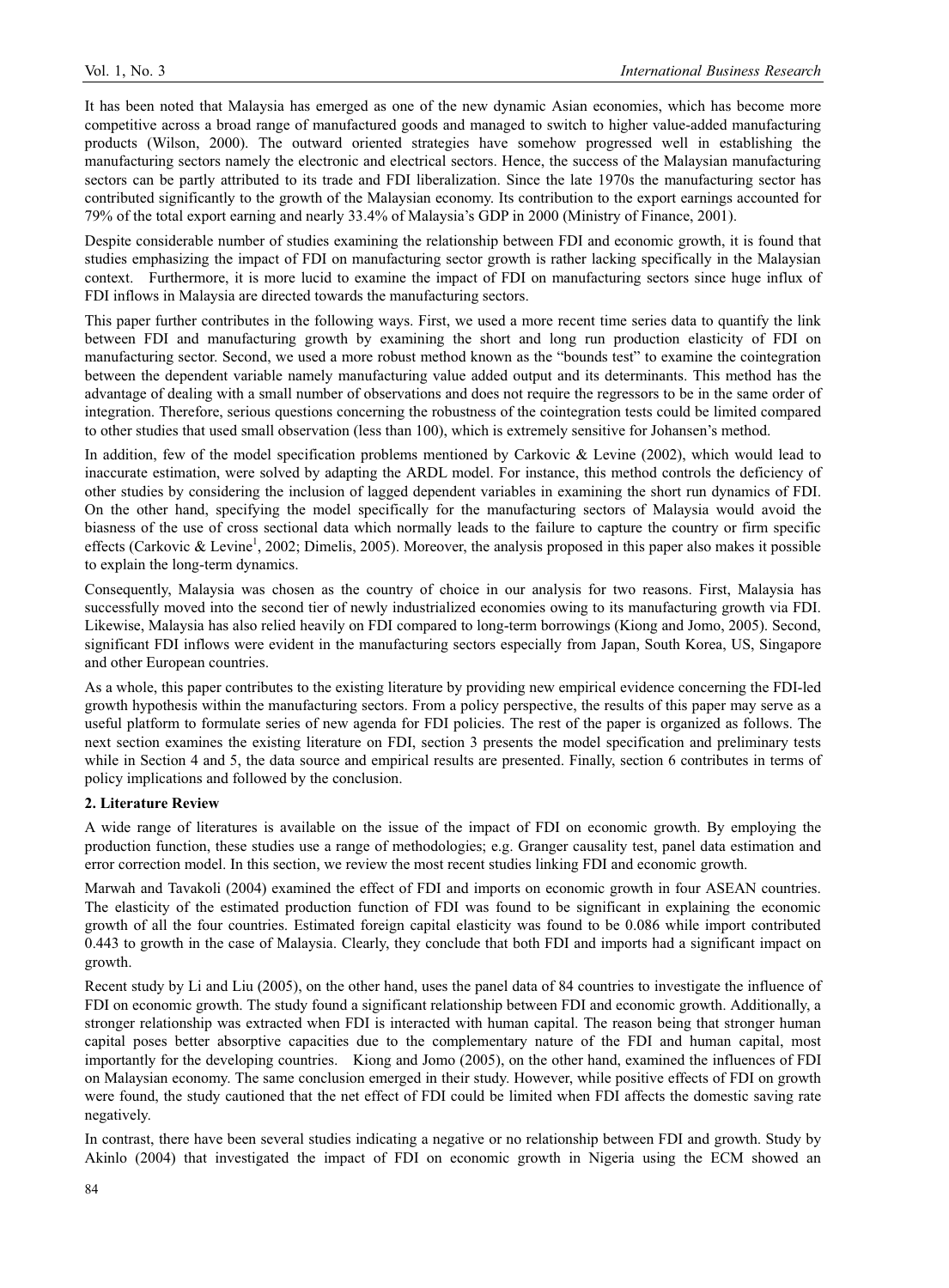It has been noted that Malaysia has emerged as one of the new dynamic Asian economies, which has become more competitive across a broad range of manufactured goods and managed to switch to higher value-added manufacturing products (Wilson, 2000). The outward oriented strategies have somehow progressed well in establishing the manufacturing sectors namely the electronic and electrical sectors. Hence, the success of the Malaysian manufacturing sectors can be partly attributed to its trade and FDI liberalization. Since the late 1970s the manufacturing sector has contributed significantly to the growth of the Malaysian economy. Its contribution to the export earnings accounted for 79% of the total export earning and nearly 33.4% of Malaysia's GDP in 2000 (Ministry of Finance, 2001).

Despite considerable number of studies examining the relationship between FDI and economic growth, it is found that studies emphasizing the impact of FDI on manufacturing sector growth is rather lacking specifically in the Malaysian context. Furthermore, it is more lucid to examine the impact of FDI on manufacturing sectors since huge influx of FDI inflows in Malaysia are directed towards the manufacturing sectors.

This paper further contributes in the following ways. First, we used a more recent time series data to quantify the link between FDI and manufacturing growth by examining the short and long run production elasticity of FDI on manufacturing sector. Second, we used a more robust method known as the "bounds test" to examine the cointegration between the dependent variable namely manufacturing value added output and its determinants. This method has the advantage of dealing with a small number of observations and does not require the regressors to be in the same order of integration. Therefore, serious questions concerning the robustness of the cointegration tests could be limited compared to other studies that used small observation (less than 100), which is extremely sensitive for Johansen's method.

In addition, few of the model specification problems mentioned by Carkovic & Levine (2002), which would lead to inaccurate estimation, were solved by adapting the ARDL model. For instance, this method controls the deficiency of other studies by considering the inclusion of lagged dependent variables in examining the short run dynamics of FDI. On the other hand, specifying the model specifically for the manufacturing sectors of Malaysia would avoid the biasness of the use of cross sectional data which normally leads to the failure to capture the country or firm specific effects (Carkovic & Levine[1], 2002; Dimelis, 2005). Moreover, the analysis proposed in this paper also makes it possible to explain the long-term dynamics.

Consequently, Malaysia was chosen as the country of choice in our analysis for two reasons. First, Malaysia has successfully moved into the second tier of newly industrialized economies owing to its manufacturing growth via FDI. Likewise, Malaysia has also relied heavily on FDI compared to long-term borrowings (Kiong and Jomo, 2005). Second, significant FDI inflows were evident in the manufacturing sectors especially from Japan, South Korea, US, Singapore and other European countries.

As a whole, this paper contributes to the existing literature by providing new empirical evidence concerning the FDI-led growth hypothesis within the manufacturing sectors. From a policy perspective, the results of this paper may serve as a useful platform to formulate series of new agenda for FDI policies. The rest of the paper is organized as follows. The next section examines the existing literature on FDI, section 3 presents the model specification and preliminary tests while in Section 4 and 5, the data source and empirical results are presented. Finally, section 6 contributes in terms of policy implications and followed by the conclusion.

## 2. Literature Review

A wide range of literatures is available on the issue of the impact of FDI on economic growth. By employing the production function, these studies use a range of methodologies; e.g. Granger causality test, panel data estimation and error correction model. In this section, we review the most recent studies linking FDI and economic growth.

Marwah and Tavakoli (2004) examined the effect of FDI and imports on economic growth in four ASEAN countries. The elasticity of the estimated production function of FDI was found to be significant in explaining the economic growth of all the four countries. Estimated foreign capital elasticity was found to be 0.086 while import contributed 0.443 to growth in the case of Malaysia. Clearly, they conclude that both FDI and imports had a significant impact on growth.

Recent study by Li and Liu (2005), on the other hand, uses the panel data of 84 countries to investigate the influence of FDI on economic growth. The study found a significant relationship between FDI and economic growth. Additionally, a stronger relationship was extracted when FDI is interacted with human capital. The reason being that stronger human capital poses better absorptive capacities due to the complementary nature of the FDI and human capital, most importantly for the developing countries. Kiong and Jomo (2005), on the other hand, examined the influences of FDI on Malaysian economy. The same conclusion emerged in their study. However, while positive effects of FDI on growth were found, the study cautioned that the net effect of FDI could be limited when FDI affects the domestic saving rate negatively.

In contrast, there have been several studies indicating a negative or no relationship between FDI and growth. Study by Akinlo (2004) that investigated the impact of FDI on economic growth in Nigeria using the ECM showed an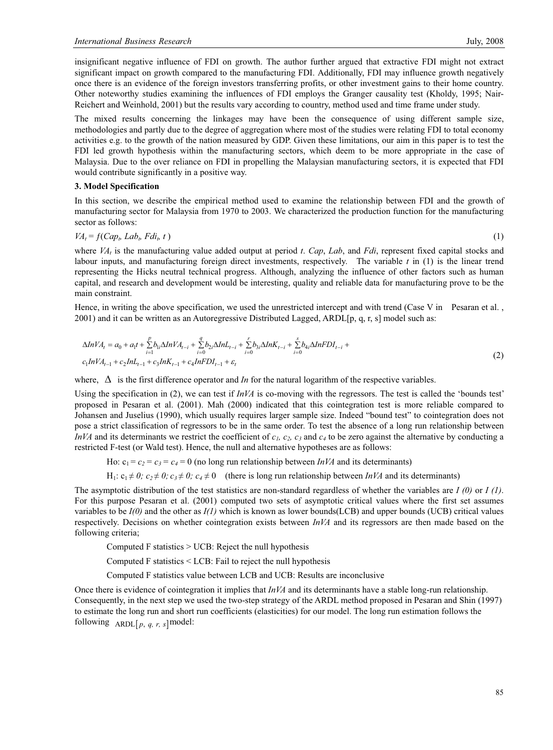insignificant negative influence of FDI on growth. The author further argued that extractive FDI might not extract significant impact on growth compared to the manufacturing FDI. Additionally, FDI may influence growth negatively once there is an evidence of the foreign investors transferring profits, or other investment gains to their home country. Other noteworthy studies examining the influences of FDI employs the Granger causality test (Kholdy, 1995; Nair-Reichert and Weinhold, 2001) but the results vary according to country, method used and time frame under study.

The mixed results concerning the linkages may have been the consequence of using different sample size, methodologies and partly due to the degree of aggregation where most of the studies were relating FDI to total economy activities e.g. to the growth of the nation measured by GDP. Given these limitations, our aim in this paper is to test the FDI led growth hypothesis within the manufacturing sectors, which deem to be more appropriate in the case of Malaysia. Due to the over reliance on FDI in propelling the Malaysian manufacturing sectors, it is expected that FDI would contribute significantly in a positive way.

### 3. Model Specification

In this section, we describe the empirical method used to examine the relationship between FDI and the growth of manufacturing sector for Malaysia from 1970 to 2003. We characterized the production function for the manufacturing sector as follows:

$$VA_t = f(Cap_t, Lab_t, Fdi_t, t) \tag{1}$$

where $VA_t$ is the manufacturing value added output at period $t$. *Cap*, *Lab*, and *Fdi*, represent fixed capital stocks and labour inputs, and manufacturing foreign direct investments, respectively. The variable $t$ in (1) is the linear trend representing the Hicks neutral technical progress. Although, analyzing the influence of other factors such as human capital, and research and development would be interesting, quality and reliable data for manufacturing prove to be the main constraint.

Hence, in writing the above specification, we used the unrestricted intercept and with trend (Case V in Pesaran et al. , 2001) and it can be written as an Autoregressive Distributed Lagged, ARDL[p, q, r, s] model such as:

$$\begin{aligned}\Delta InVA_t = a_0 + a_1 t + \sum_{i=1}^{p} b_{1i}\Delta InVA_{t-i} + \sum_{i=0}^{q} b_{2i}\Delta InL_{t-i} + \sum_{i=0}^{r} b_{3i}\Delta InK_{t-i} + \sum_{i=0}^{s} b_{4i}\Delta InFDI_{t-i} + \\ c_1 InVA_{t-1} + c_2 InL_{t-1} + c_3 InK_{t-1} + c_4 InFDI_{t-1} + \varepsilon_t\end{aligned} \tag{2}$$

where, $\Delta$ is the first difference operator and *In* for the natural logarithm of the respective variables.

Using the specification in (2), we can test if *InVA* is co-moving with the regressors. The test is called the 'bounds test' proposed in Pesaran et al. (2001). Mah (2000) indicated that this cointegration test is more reliable compared to Johansen and Juselius (1990), which usually requires larger sample size. Indeed "bound test" to cointegration does not pose a strict classification of regressors to be in the same order. To test the absence of a long run relationship between *InVA* and its determinants we restrict the coefficient of $c_1$, $c_2$, $c_3$ and $c_4$ to be zero against the alternative by conducting a restricted F-test (or Wald test). Hence, the null and alternative hypotheses are as follows:

Ho: $c_1 = c_2 = c_3 = c_4 = 0$ (no long run relationship between *InVA* and its determinants)

$H_1$: $c_1 \neq 0;\ c_2 \neq 0;\ c_3 \neq 0;\ c_4 \neq 0$ (there is long run relationship between *InVA* and its determinants)

The asymptotic distribution of the test statistics are non-standard regardless of whether the variables are $I(0)$ or $I(1)$. For this purpose Pesaran et al. (2001) computed two sets of asymptotic critical values where the first set assumes variables to be $I(0)$ and the other as $I(1)$ which is known as lower bounds(LCB) and upper bounds (UCB) critical values respectively. Decisions on whether cointegration exists between *InVA* and its regressors are then made based on the following criteria;

Computed F statistics > UCB: Reject the null hypothesis

Computed F statistics < LCB: Fail to reject the null hypothesis

Computed F statistics value between LCB and UCB: Results are inconclusive

Once there is evidence of cointegration it implies that *InVA* and its determinants have a stable long-run relationship. Consequently, in the next step we used the two-step strategy of the ARDL method proposed in Pesaran and Shin (1997) to estimate the long run and short run coefficients (elasticities) for our model. The long run estimation follows the following $\text{ARDL}[p,\ q,\ r,\ s]$ model: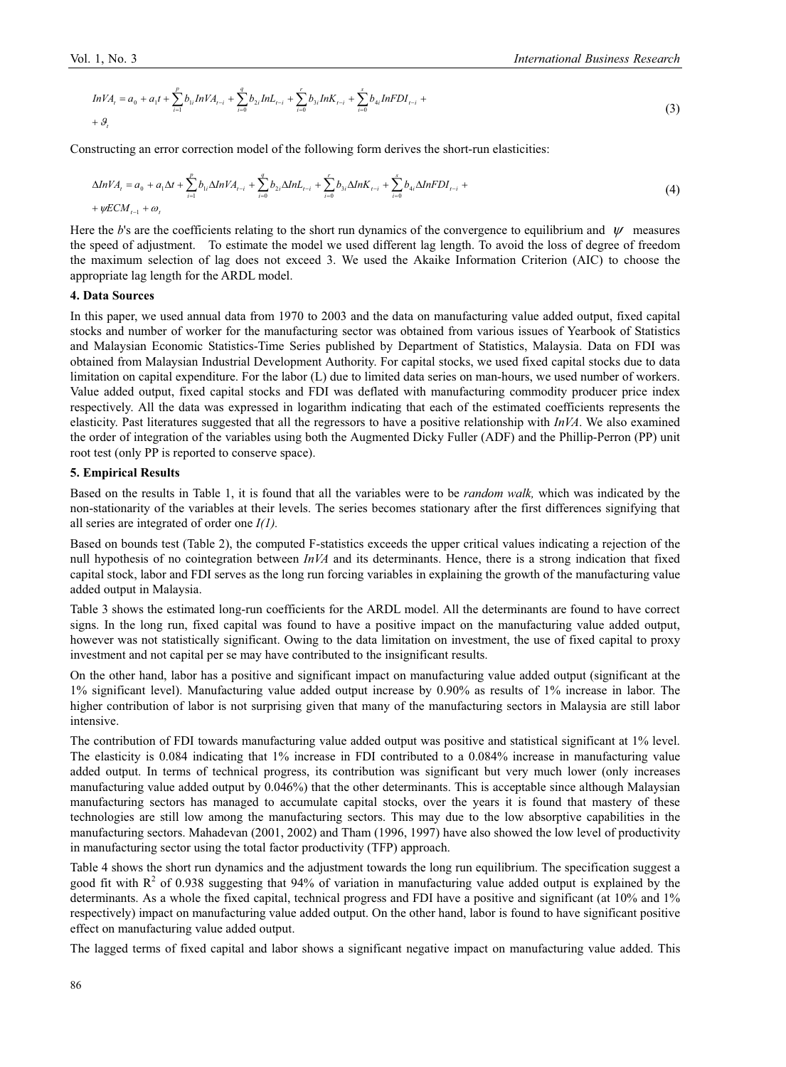$$InVA_t = a_0 + a_1 t + \sum_{i=1}^{p} b_{1i} InVA_{t-i} + \sum_{i=0}^{q} b_{2i} InL_{t-i} + \sum_{i=0}^{r} b_{3i} InK_{t-i} + \sum_{i=0}^{s} b_{4i} InFDI_{t-i} + + \vartheta_t \tag{3}$$

Constructing an error correction model of the following form derives the short-run elasticities:

$$\Delta InVA_t = a_0 + a_1 \Delta t + \sum_{i=1}^{p} b_{1i} \Delta InVA_{t-i} + \sum_{i=0}^{q} b_{2i} \Delta InL_{t-i} + \sum_{i=0}^{r} b_{3i} \Delta InK_{t-i} + \sum_{i=0}^{s} b_{4i} \Delta InFDI_{t-i} + + \psi ECM_{t-1} + \omega_t \tag{4}$$

Here the *b*'s are the coefficients relating to the short run dynamics of the convergence to equilibrium and $\psi$ measures the speed of adjustment. To estimate the model we used different lag length. To avoid the loss of degree of freedom the maximum selection of lag does not exceed 3. We used the Akaike Information Criterion (AIC) to choose the appropriate lag length for the ARDL model.

## 4. Data Sources

In this paper, we used annual data from 1970 to 2003 and the data on manufacturing value added output, fixed capital stocks and number of worker for the manufacturing sector was obtained from various issues of Yearbook of Statistics and Malaysian Economic Statistics-Time Series published by Department of Statistics, Malaysia. Data on FDI was obtained from Malaysian Industrial Development Authority. For capital stocks, we used fixed capital stocks due to data limitation on capital expenditure. For the labor (L) due to limited data series on man-hours, we used number of workers. Value added output, fixed capital stocks and FDI was deflated with manufacturing commodity producer price index respectively. All the data was expressed in logarithm indicating that each of the estimated coefficients represents the elasticity. Past literatures suggested that all the regressors to have a positive relationship with *InVA*. We also examined the order of integration of the variables using both the Augmented Dicky Fuller (ADF) and the Phillip-Perron (PP) unit root test (only PP is reported to conserve space).

## 5. Empirical Results

Based on the results in Table 1, it is found that all the variables were to be *random walk,* which was indicated by the non-stationarity of the variables at their levels. The series becomes stationary after the first differences signifying that all series are integrated of order one *I(1).*

Based on bounds test (Table 2), the computed F-statistics exceeds the upper critical values indicating a rejection of the null hypothesis of no cointegration between *InVA* and its determinants. Hence, there is a strong indication that fixed capital stock, labor and FDI serves as the long run forcing variables in explaining the growth of the manufacturing value added output in Malaysia.

Table 3 shows the estimated long-run coefficients for the ARDL model. All the determinants are found to have correct signs. In the long run, fixed capital was found to have a positive impact on the manufacturing value added output, however was not statistically significant. Owing to the data limitation on investment, the use of fixed capital to proxy investment and not capital per se may have contributed to the insignificant results.

On the other hand, labor has a positive and significant impact on manufacturing value added output (significant at the 1% significant level). Manufacturing value added output increase by 0.90% as results of 1% increase in labor. The higher contribution of labor is not surprising given that many of the manufacturing sectors in Malaysia are still labor intensive.

The contribution of FDI towards manufacturing value added output was positive and statistical significant at 1% level. The elasticity is 0.084 indicating that 1% increase in FDI contributed to a 0.084% increase in manufacturing value added output. In terms of technical progress, its contribution was significant but very much lower (only increases manufacturing value added output by 0.046%) that the other determinants. This is acceptable since although Malaysian manufacturing sectors has managed to accumulate capital stocks, over the years it is found that mastery of these technologies are still low among the manufacturing sectors. This may due to the low absorptive capabilities in the manufacturing sectors. Mahadevan (2001, 2002) and Tham (1996, 1997) have also showed the low level of productivity in manufacturing sector using the total factor productivity (TFP) approach.

Table 4 shows the short run dynamics and the adjustment towards the long run equilibrium. The specification suggest a good fit with $R^2$ of 0.938 suggesting that 94% of variation in manufacturing value added output is explained by the determinants. As a whole the fixed capital, technical progress and FDI have a positive and significant (at 10% and 1% respectively) impact on manufacturing value added output. On the other hand, labor is found to have significant positive effect on manufacturing value added output.

The lagged terms of fixed capital and labor shows a significant negative impact on manufacturing value added. This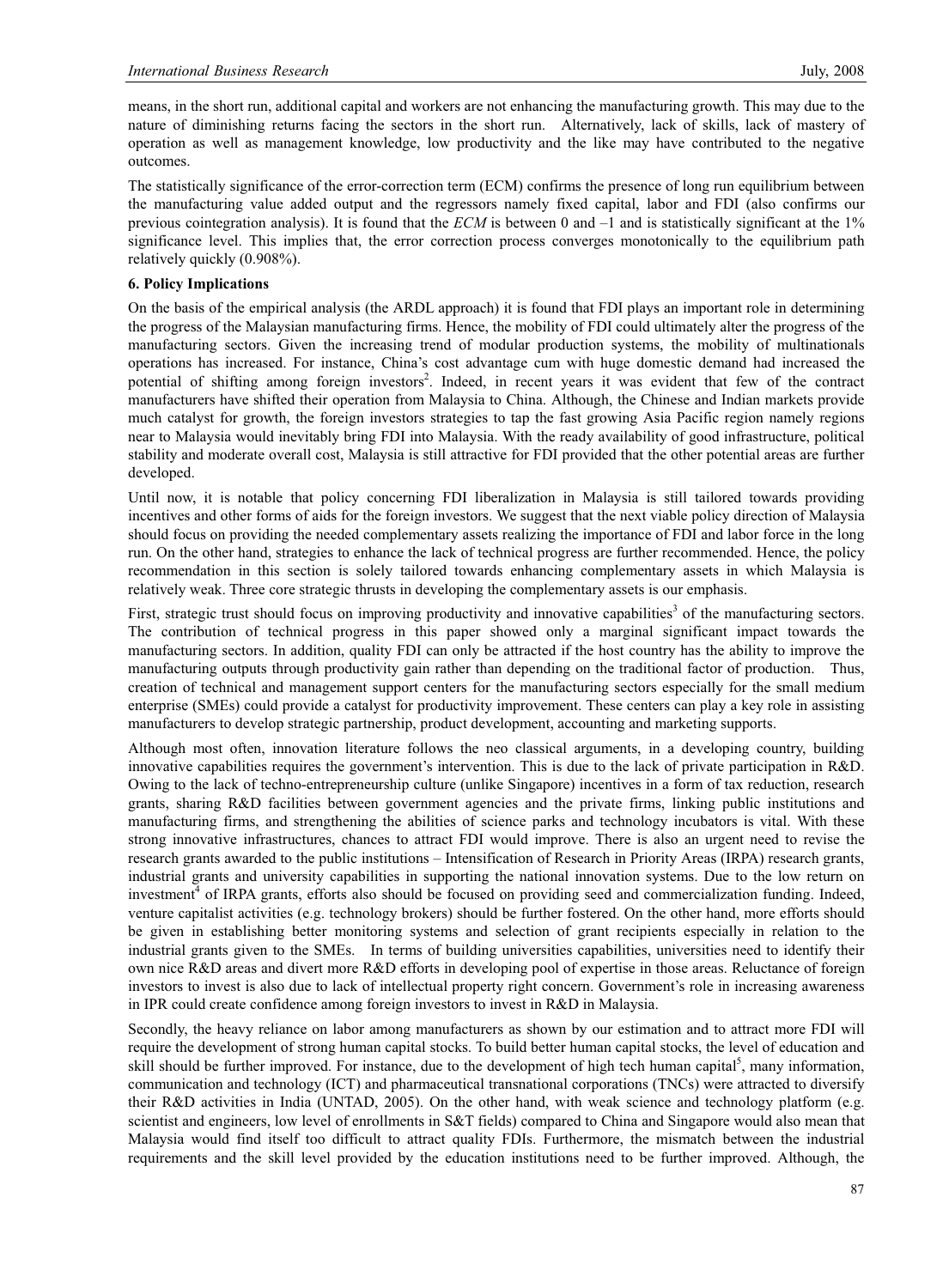means, in the short run, additional capital and workers are not enhancing the manufacturing growth. This may due to the nature of diminishing returns facing the sectors in the short run. Alternatively, lack of skills, lack of mastery of operation as well as management knowledge, low productivity and the like may have contributed to the negative outcomes.

The statistically significance of the error-correction term (ECM) confirms the presence of long run equilibrium between the manufacturing value added output and the regressors namely fixed capital, labor and FDI (also confirms our previous cointegration analysis). It is found that the *ECM* is between 0 and –1 and is statistically significant at the 1% significance level. This implies that, the error correction process converges monotonically to the equilibrium path relatively quickly (0.908%).

**6. Policy Implications**

On the basis of the empirical analysis (the ARDL approach) it is found that FDI plays an important role in determining the progress of the Malaysian manufacturing firms. Hence, the mobility of FDI could ultimately alter the progress of the manufacturing sectors. Given the increasing trend of modular production systems, the mobility of multinationals operations has increased. For instance, China's cost advantage cum with huge domestic demand had increased the potential of shifting among foreign investors[2]. Indeed, in recent years it was evident that few of the contract manufacturers have shifted their operation from Malaysia to China. Although, the Chinese and Indian markets provide much catalyst for growth, the foreign investors strategies to tap the fast growing Asia Pacific region namely regions near to Malaysia would inevitably bring FDI into Malaysia. With the ready availability of good infrastructure, political stability and moderate overall cost, Malaysia is still attractive for FDI provided that the other potential areas are further developed.

Until now, it is notable that policy concerning FDI liberalization in Malaysia is still tailored towards providing incentives and other forms of aids for the foreign investors. We suggest that the next viable policy direction of Malaysia should focus on providing the needed complementary assets realizing the importance of FDI and labor force in the long run. On the other hand, strategies to enhance the lack of technical progress are further recommended. Hence, the policy recommendation in this section is solely tailored towards enhancing complementary assets in which Malaysia is relatively weak. Three core strategic thrusts in developing the complementary assets is our emphasis.

First, strategic trust should focus on improving productivity and innovative capabilities[3] of the manufacturing sectors. The contribution of technical progress in this paper showed only a marginal significant impact towards the manufacturing sectors. In addition, quality FDI can only be attracted if the host country has the ability to improve the manufacturing outputs through productivity gain rather than depending on the traditional factor of production. Thus, creation of technical and management support centers for the manufacturing sectors especially for the small medium enterprise (SMEs) could provide a catalyst for productivity improvement. These centers can play a key role in assisting manufacturers to develop strategic partnership, product development, accounting and marketing supports.

Although most often, innovation literature follows the neo classical arguments, in a developing country, building innovative capabilities requires the government's intervention. This is due to the lack of private participation in R&D. Owing to the lack of techno-entrepreneurship culture (unlike Singapore) incentives in a form of tax reduction, research grants, sharing R&D facilities between government agencies and the private firms, linking public institutions and manufacturing firms, and strengthening the abilities of science parks and technology incubators is vital. With these strong innovative infrastructures, chances to attract FDI would improve. There is also an urgent need to revise the research grants awarded to the public institutions – Intensification of Research in Priority Areas (IRPA) research grants, industrial grants and university capabilities in supporting the national innovation systems. Due to the low return on investment[4] of IRPA grants, efforts also should be focused on providing seed and commercialization funding. Indeed, venture capitalist activities (e.g. technology brokers) should be further fostered. On the other hand, more efforts should be given in establishing better monitoring systems and selection of grant recipients especially in relation to the industrial grants given to the SMEs. In terms of building universities capabilities, universities need to identify their own nice R&D areas and divert more R&D efforts in developing pool of expertise in those areas. Reluctance of foreign investors to invest is also due to lack of intellectual property right concern. Government's role in increasing awareness in IPR could create confidence among foreign investors to invest in R&D in Malaysia.

Secondly, the heavy reliance on labor among manufacturers as shown by our estimation and to attract more FDI will require the development of strong human capital stocks. To build better human capital stocks, the level of education and skill should be further improved. For instance, due to the development of high tech human capital[5], many information, communication and technology (ICT) and pharmaceutical transnational corporations (TNCs) were attracted to diversify their R&D activities in India (UNTAD, 2005). On the other hand, with weak science and technology platform (e.g. scientist and engineers, low level of enrollments in S&T fields) compared to China and Singapore would also mean that Malaysia would find itself too difficult to attract quality FDIs. Furthermore, the mismatch between the industrial requirements and the skill level provided by the education institutions need to be further improved. Although, the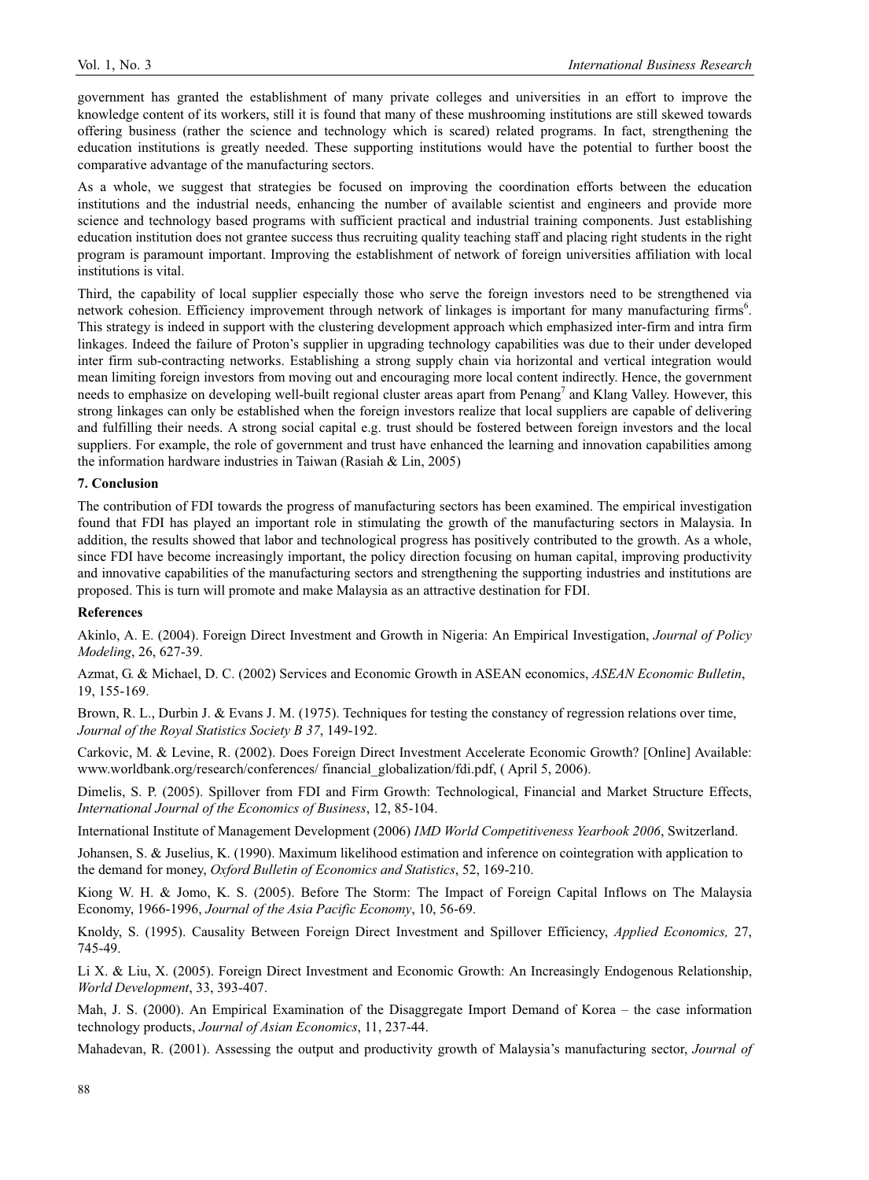government has granted the establishment of many private colleges and universities in an effort to improve the knowledge content of its workers, still it is found that many of these mushrooming institutions are still skewed towards offering business (rather the science and technology which is scared) related programs. In fact, strengthening the education institutions is greatly needed. These supporting institutions would have the potential to further boost the comparative advantage of the manufacturing sectors.

As a whole, we suggest that strategies be focused on improving the coordination efforts between the education institutions and the industrial needs, enhancing the number of available scientist and engineers and provide more science and technology based programs with sufficient practical and industrial training components. Just establishing education institution does not grantee success thus recruiting quality teaching staff and placing right students in the right program is paramount important. Improving the establishment of network of foreign universities affiliation with local institutions is vital.

Third, the capability of local supplier especially those who serve the foreign investors need to be strengthened via network cohesion. Efficiency improvement through network of linkages is important for many manufacturing firms[6]. This strategy is indeed in support with the clustering development approach which emphasized inter-firm and intra firm linkages. Indeed the failure of Proton's supplier in upgrading technology capabilities was due to their under developed inter firm sub-contracting networks. Establishing a strong supply chain via horizontal and vertical integration would mean limiting foreign investors from moving out and encouraging more local content indirectly. Hence, the government needs to emphasize on developing well-built regional cluster areas apart from Penang[7] and Klang Valley. However, this strong linkages can only be established when the foreign investors realize that local suppliers are capable of delivering and fulfilling their needs. A strong social capital e.g. trust should be fostered between foreign investors and the local suppliers. For example, the role of government and trust have enhanced the learning and innovation capabilities among the information hardware industries in Taiwan (Rasiah & Lin, 2005)

### 7. Conclusion

The contribution of FDI towards the progress of manufacturing sectors has been examined. The empirical investigation found that FDI has played an important role in stimulating the growth of the manufacturing sectors in Malaysia. In addition, the results showed that labor and technological progress has positively contributed to the growth. As a whole, since FDI have become increasingly important, the policy direction focusing on human capital, improving productivity and innovative capabilities of the manufacturing sectors and strengthening the supporting industries and institutions are proposed. This is turn will promote and make Malaysia as an attractive destination for FDI.

### References

Akinlo, A. E. (2004). Foreign Direct Investment and Growth in Nigeria: An Empirical Investigation, *Journal of Policy Modeling*, 26, 627-39.

Azmat, G. & Michael, D. C. (2002) Services and Economic Growth in ASEAN economics, *ASEAN Economic Bulletin*, 19, 155-169.

Brown, R. L., Durbin J. & Evans J. M. (1975). Techniques for testing the constancy of regression relations over time, *Journal of the Royal Statistics Society B 37*, 149-192.

Carkovic, M. & Levine, R. (2002). Does Foreign Direct Investment Accelerate Economic Growth? [Online] Available: www.worldbank.org/research/conferences/ financial_globalization/fdi.pdf, ( April 5, 2006).

Dimelis, S. P. (2005). Spillover from FDI and Firm Growth: Technological, Financial and Market Structure Effects, *International Journal of the Economics of Business*, 12, 85-104.

International Institute of Management Development (2006) *IMD World Competitiveness Yearbook 2006*, Switzerland.

Johansen, S. & Juselius, K. (1990). Maximum likelihood estimation and inference on cointegration with application to the demand for money, *Oxford Bulletin of Economics and Statistics*, 52, 169-210.

Kiong W. H. & Jomo, K. S. (2005). Before The Storm: The Impact of Foreign Capital Inflows on The Malaysia Economy, 1966-1996, *Journal of the Asia Pacific Economy*, 10, 56-69.

Knoldy, S. (1995). Causality Between Foreign Direct Investment and Spillover Efficiency, *Applied Economics,* 27, 745-49.

Li X. & Liu, X. (2005). Foreign Direct Investment and Economic Growth: An Increasingly Endogenous Relationship, *World Development*, 33, 393-407.

Mah, J. S. (2000). An Empirical Examination of the Disaggregate Import Demand of Korea – the case information technology products, *Journal of Asian Economics*, 11, 237-44.

Mahadevan, R. (2001). Assessing the output and productivity growth of Malaysia's manufacturing sector, *Journal of*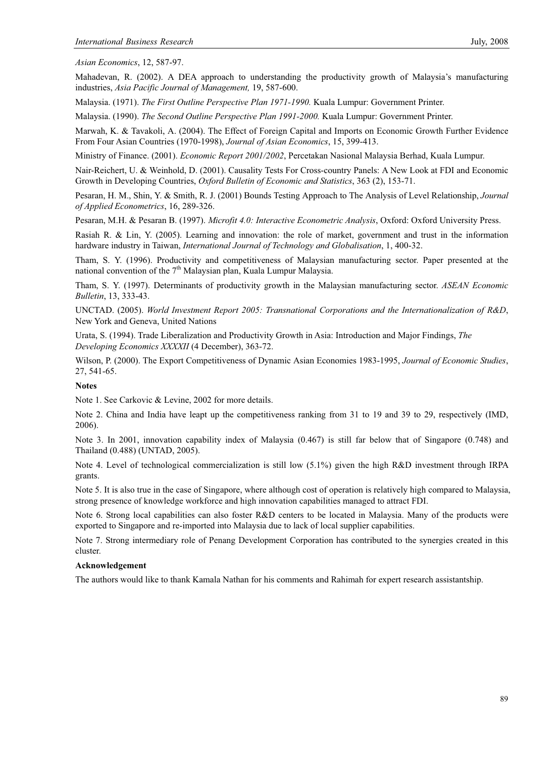*Asian Economics*, 12, 587-97.

Mahadevan, R. (2002). A DEA approach to understanding the productivity growth of Malaysia's manufacturing industries, *Asia Pacific Journal of Management,* 19, 587-600.

Malaysia. (1971). *The First Outline Perspective Plan 1971-1990.* Kuala Lumpur: Government Printer.

Malaysia. (1990). *The Second Outline Perspective Plan 1991-2000.* Kuala Lumpur: Government Printer.

Marwah, K. & Tavakoli, A. (2004). The Effect of Foreign Capital and Imports on Economic Growth Further Evidence From Four Asian Countries (1970-1998), *Journal of Asian Economics*, 15, 399-413.

Ministry of Finance. (2001). *Economic Report 2001/2002*, Percetakan Nasional Malaysia Berhad, Kuala Lumpur.

Nair-Reichert, U. & Weinhold, D. (2001). Causality Tests For Cross-country Panels: A New Look at FDI and Economic Growth in Developing Countries, *Oxford Bulletin of Economic and Statistics*, 363 (2), 153-71.

Pesaran, H. M., Shin, Y. & Smith, R. J. (2001) Bounds Testing Approach to The Analysis of Level Relationship, *Journal of Applied Econometrics*, 16, 289-326.

Pesaran, M.H. & Pesaran B. (1997). *Microfit 4.0: Interactive Econometric Analysis*, Oxford: Oxford University Press.

Rasiah R. & Lin, Y. (2005). Learning and innovation: the role of market, government and trust in the information hardware industry in Taiwan, *International Journal of Technology and Globalisation*, 1, 400-32.

Tham, S. Y. (1996). Productivity and competitiveness of Malaysian manufacturing sector. Paper presented at the national convention of the 7th Malaysian plan, Kuala Lumpur Malaysia.

Tham, S. Y. (1997). Determinants of productivity growth in the Malaysian manufacturing sector. *ASEAN Economic Bulletin*, 13, 333-43.

UNCTAD. (2005). *World Investment Report 2005: Transnational Corporations and the Internationalization of R&D*, New York and Geneva, United Nations

Urata, S. (1994). Trade Liberalization and Productivity Growth in Asia: Introduction and Major Findings, *The Developing Economics XXXXII* (4 December), 363-72.

Wilson, P. (2000). The Export Competitiveness of Dynamic Asian Economies 1983-1995, *Journal of Economic Studies*, 27, 541-65.

**Notes**

Note 1. See Carkovic & Levine, 2002 for more details.

Note 2. China and India have leapt up the competitiveness ranking from 31 to 19 and 39 to 29, respectively (IMD, 2006).

Note 3. In 2001, innovation capability index of Malaysia (0.467) is still far below that of Singapore (0.748) and Thailand (0.488) (UNTAD, 2005).

Note 4. Level of technological commercialization is still low (5.1%) given the high R&D investment through IRPA grants.

Note 5. It is also true in the case of Singapore, where although cost of operation is relatively high compared to Malaysia, strong presence of knowledge workforce and high innovation capabilities managed to attract FDI.

Note 6. Strong local capabilities can also foster R&D centers to be located in Malaysia. Many of the products were exported to Singapore and re-imported into Malaysia due to lack of local supplier capabilities.

Note 7. Strong intermediary role of Penang Development Corporation has contributed to the synergies created in this cluster.

**Acknowledgement**

The authors would like to thank Kamala Nathan for his comments and Rahimah for expert research assistantship.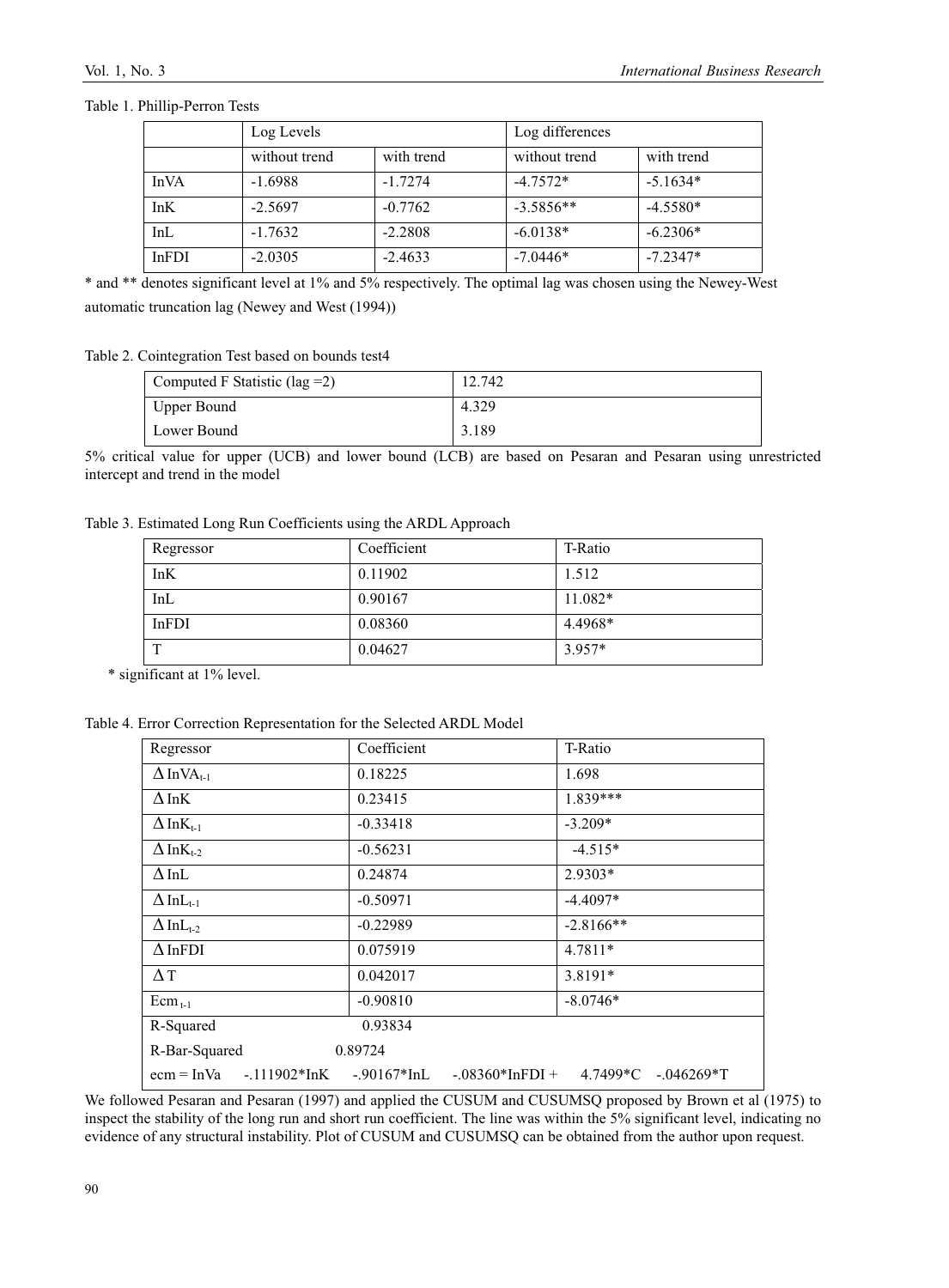Table 1. Phillip-Perron Tests

| | Log Levels | | Log differences | |
|---|---|---|---|---|
| | without trend | with trend | without trend | with trend |
| lnVA | -1.6988 | -1.7274 | -4.7572* | -5.1634* |
| lnK | -2.5697 | -0.7762 | -3.5856** | -4.5580* |
| lnL | -1.7632 | -2.2808 | -6.0138* | -6.2306* |
| lnFDI | -2.0305 | -2.4633 | -7.0446* | -7.2347* |

* and ** denotes significant level at 1% and 5% respectively. The optimal lag was chosen using the Newey-West automatic truncation lag (Newey and West (1994))

Table 2. Cointegration Test based on bounds test4

| | |
|---|---|
| Computed F Statistic (lag =2) | 12.742 |
| Upper Bound | 4.329 |
| Lower Bound | 3.189 |

5% critical value for upper (UCB) and lower bound (LCB) are based on Pesaran and Pesaran using unrestricted intercept and trend in the model

Table 3. Estimated Long Run Coefficients using the ARDL Approach

| Regressor | Coefficient | T-Ratio |
|---|---|---|
| lnK | 0.11902 | 1.512 |
| lnL | 0.90167 | 11.082* |
| lnFDI | 0.08360 | 4.4968* |
| T | 0.04627 | 3.957* |

* significant at 1% level.

Table 4. Error Correction Representation for the Selected ARDL Model

| Regressor | Coefficient | T-Ratio |
|---|---|---|
| $\Delta$ lnVA$_{t-1}$ | 0.18225 | 1.698 |
| $\Delta$ lnK | 0.23415 | 1.839*** |
| $\Delta$ lnK$_{t-1}$ | -0.33418 | -3.209* |
| $\Delta$ lnK$_{t-2}$ | -0.56231 | -4.515* |
| $\Delta$ lnL | 0.24874 | 2.9303* |
| $\Delta$ lnL$_{t-1}$ | -0.50971 | -4.4097* |
| $\Delta$ lnL$_{t-2}$ | -0.22989 | -2.8166** |
| $\Delta$ lnFDI | 0.075919 | 4.7811* |
| $\Delta$ T | 0.042017 | 3.8191* |
| Ecm$_{t-1}$ | -0.90810 | -8.0746* |
| R-Squared | 0.93834 | |
| R-Bar-Squared | 0.89724 | |
| ecm = lnVa -.111902*lnK -.90167*lnL -.08360*lnFDI + 4.7499*C -.046269*T | | |

We followed Pesaran and Pesaran (1997) and applied the CUSUM and CUSUMSQ proposed by Brown et al (1975) to inspect the stability of the long run and short run coefficient. The line was within the 5% significant level, indicating no evidence of any structural instability. Plot of CUSUM and CUSUMSQ can be obtained from the author upon request.